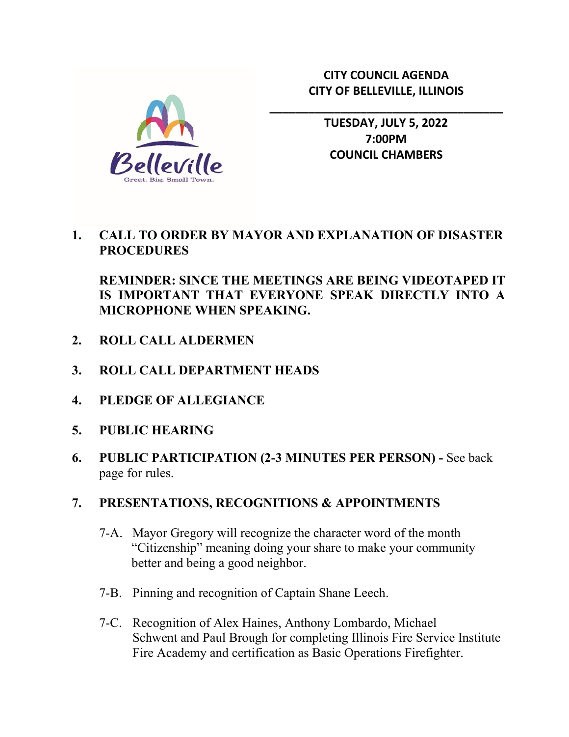# CITY COUNCIL AGENDA
# CITY OF BELLEVILLE, ILLINOIS

---

**TUESDAY, JULY 5, 2022**
**7:00PM**
**COUNCIL CHAMBERS**

1. **CALL TO ORDER BY MAYOR AND EXPLANATION OF DISASTER PROCEDURES**

   **REMINDER: SINCE THE MEETINGS ARE BEING VIDEOTAPED IT IS IMPORTANT THAT EVERYONE SPEAK DIRECTLY INTO A MICROPHONE WHEN SPEAKING.**

2. **ROLL CALL ALDERMEN**

3. **ROLL CALL DEPARTMENT HEADS**

4. **PLEDGE OF ALLEGIANCE**

5. **PUBLIC HEARING**

6. **PUBLIC PARTICIPATION (2-3 MINUTES PER PERSON) -** See back page for rules.

7. **PRESENTATIONS, RECOGNITIONS & APPOINTMENTS**

   7-A. Mayor Gregory will recognize the character word of the month "Citizenship" meaning doing your share to make your community better and being a good neighbor.

   7-B. Pinning and recognition of Captain Shane Leech.

   7-C. Recognition of Alex Haines, Anthony Lombardo, Michael Schwent and Paul Brough for completing Illinois Fire Service Institute Fire Academy and certification as Basic Operations Firefighter.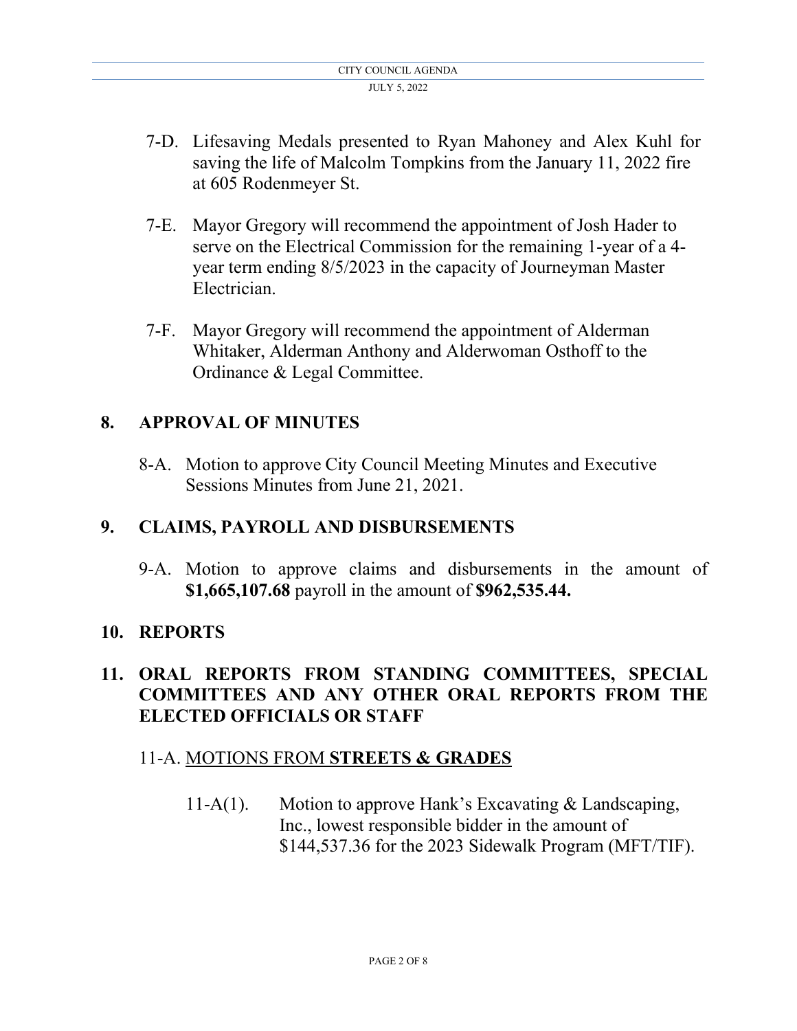7-D. Lifesaving Medals presented to Ryan Mahoney and Alex Kuhl for saving the life of Malcolm Tompkins from the January 11, 2022 fire at 605 Rodenmeyer St.

7-E. Mayor Gregory will recommend the appointment of Josh Hader to serve on the Electrical Commission for the remaining 1-year of a 4-year term ending 8/5/2023 in the capacity of Journeyman Master Electrician.

7-F. Mayor Gregory will recommend the appointment of Alderman Whitaker, Alderman Anthony and Alderwoman Osthoff to the Ordinance & Legal Committee.

## 8. APPROVAL OF MINUTES

8-A. Motion to approve City Council Meeting Minutes and Executive Sessions Minutes from June 21, 2021.

## 9. CLAIMS, PAYROLL AND DISBURSEMENTS

9-A. Motion to approve claims and disbursements in the amount of **$1,665,107.68** payroll in the amount of **$962,535.44.**

## 10. REPORTS

## 11. ORAL REPORTS FROM STANDING COMMITTEES, SPECIAL COMMITTEES AND ANY OTHER ORAL REPORTS FROM THE ELECTED OFFICIALS OR STAFF

### 11-A. MOTIONS FROM **STREETS & GRADES**

11-A(1). Motion to approve Hank's Excavating & Landscaping, Inc., lowest responsible bidder in the amount of $144,537.36 for the 2023 Sidewalk Program (MFT/TIF).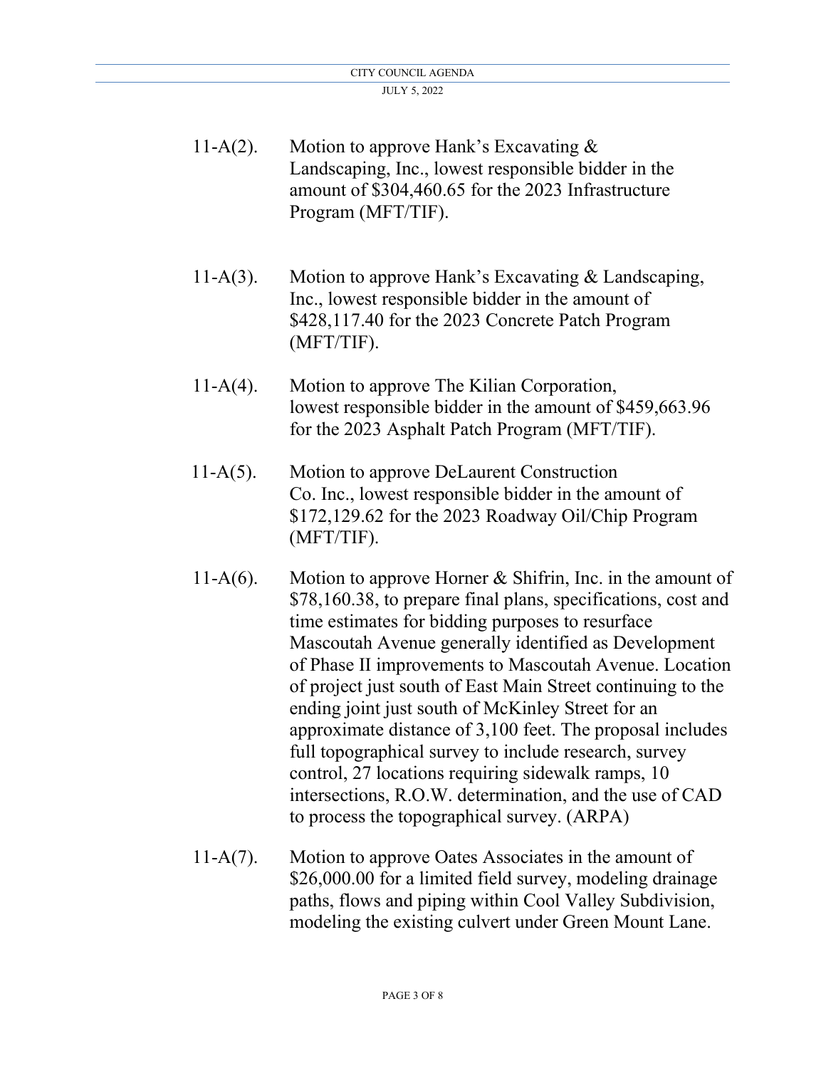11-A(2). Motion to approve Hank's Excavating & Landscaping, Inc., lowest responsible bidder in the amount of $304,460.65 for the 2023 Infrastructure Program (MFT/TIF).

11-A(3). Motion to approve Hank's Excavating & Landscaping, Inc., lowest responsible bidder in the amount of $428,117.40 for the 2023 Concrete Patch Program (MFT/TIF).

11-A(4). Motion to approve The Kilian Corporation, lowest responsible bidder in the amount of $459,663.96 for the 2023 Asphalt Patch Program (MFT/TIF).

11-A(5). Motion to approve DeLaurent Construction Co. Inc., lowest responsible bidder in the amount of $172,129.62 for the 2023 Roadway Oil/Chip Program (MFT/TIF).

11-A(6). Motion to approve Horner & Shifrin, Inc. in the amount of $78,160.38, to prepare final plans, specifications, cost and time estimates for bidding purposes to resurface Mascoutah Avenue generally identified as Development of Phase II improvements to Mascoutah Avenue. Location of project just south of East Main Street continuing to the ending joint just south of McKinley Street for an approximate distance of 3,100 feet. The proposal includes full topographical survey to include research, survey control, 27 locations requiring sidewalk ramps, 10 intersections, R.O.W. determination, and the use of CAD to process the topographical survey. (ARPA)

11-A(7). Motion to approve Oates Associates in the amount of $26,000.00 for a limited field survey, modeling drainage paths, flows and piping within Cool Valley Subdivision, modeling the existing culvert under Green Mount Lane.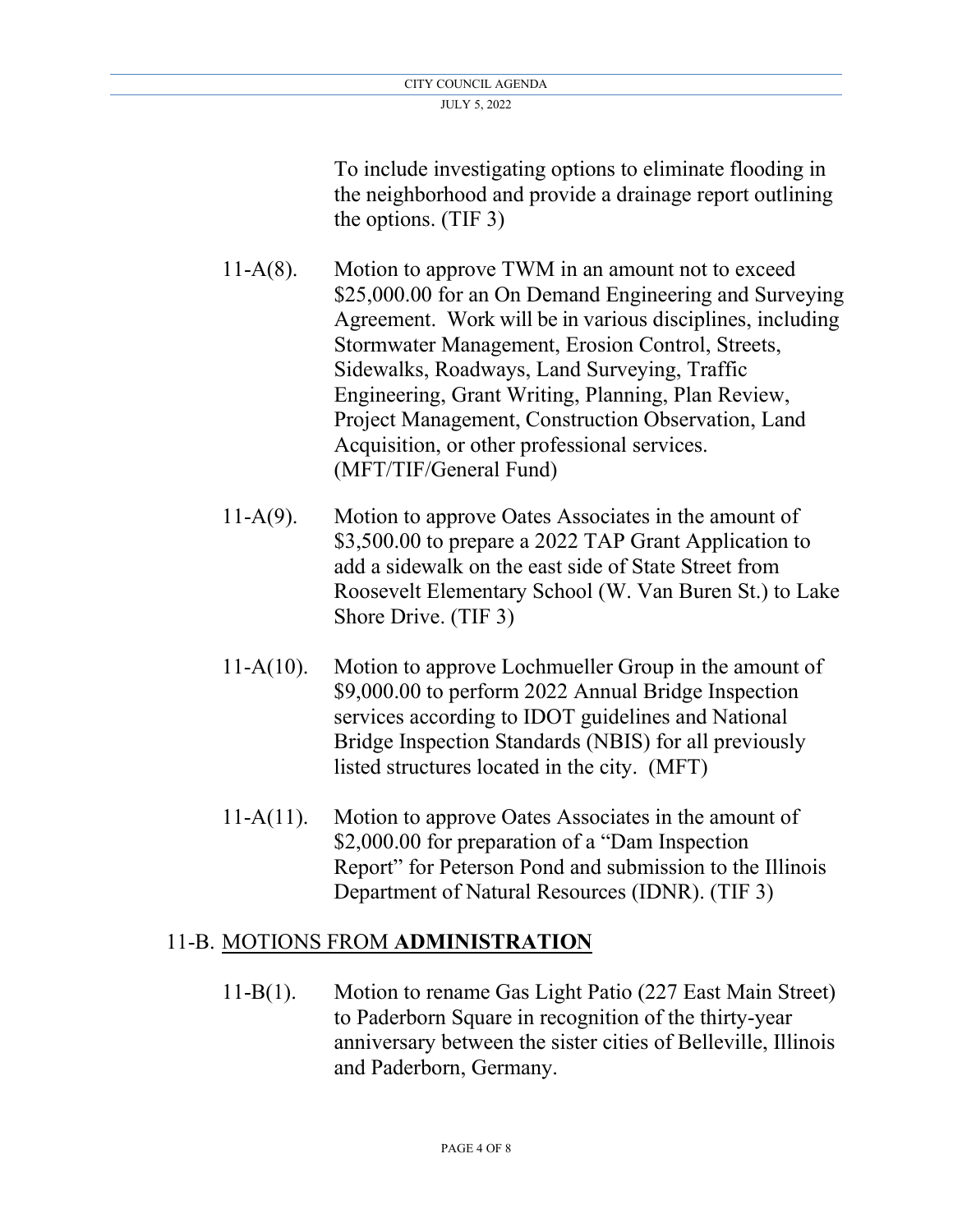To include investigating options to eliminate flooding in the neighborhood and provide a drainage report outlining the options. (TIF 3)

11-A(8). Motion to approve TWM in an amount not to exceed $25,000.00 for an On Demand Engineering and Surveying Agreement. Work will be in various disciplines, including Stormwater Management, Erosion Control, Streets, Sidewalks, Roadways, Land Surveying, Traffic Engineering, Grant Writing, Planning, Plan Review, Project Management, Construction Observation, Land Acquisition, or other professional services. (MFT/TIF/General Fund)

11-A(9). Motion to approve Oates Associates in the amount of $3,500.00 to prepare a 2022 TAP Grant Application to add a sidewalk on the east side of State Street from Roosevelt Elementary School (W. Van Buren St.) to Lake Shore Drive. (TIF 3)

11-A(10). Motion to approve Lochmueller Group in the amount of $9,000.00 to perform 2022 Annual Bridge Inspection services according to IDOT guidelines and National Bridge Inspection Standards (NBIS) for all previously listed structures located in the city. (MFT)

11-A(11). Motion to approve Oates Associates in the amount of $2,000.00 for preparation of a "Dam Inspection Report" for Peterson Pond and submission to the Illinois Department of Natural Resources (IDNR). (TIF 3)

## 11-B. MOTIONS FROM **ADMINISTRATION**

11-B(1). Motion to rename Gas Light Patio (227 East Main Street) to Paderborn Square in recognition of the thirty-year anniversary between the sister cities of Belleville, Illinois and Paderborn, Germany.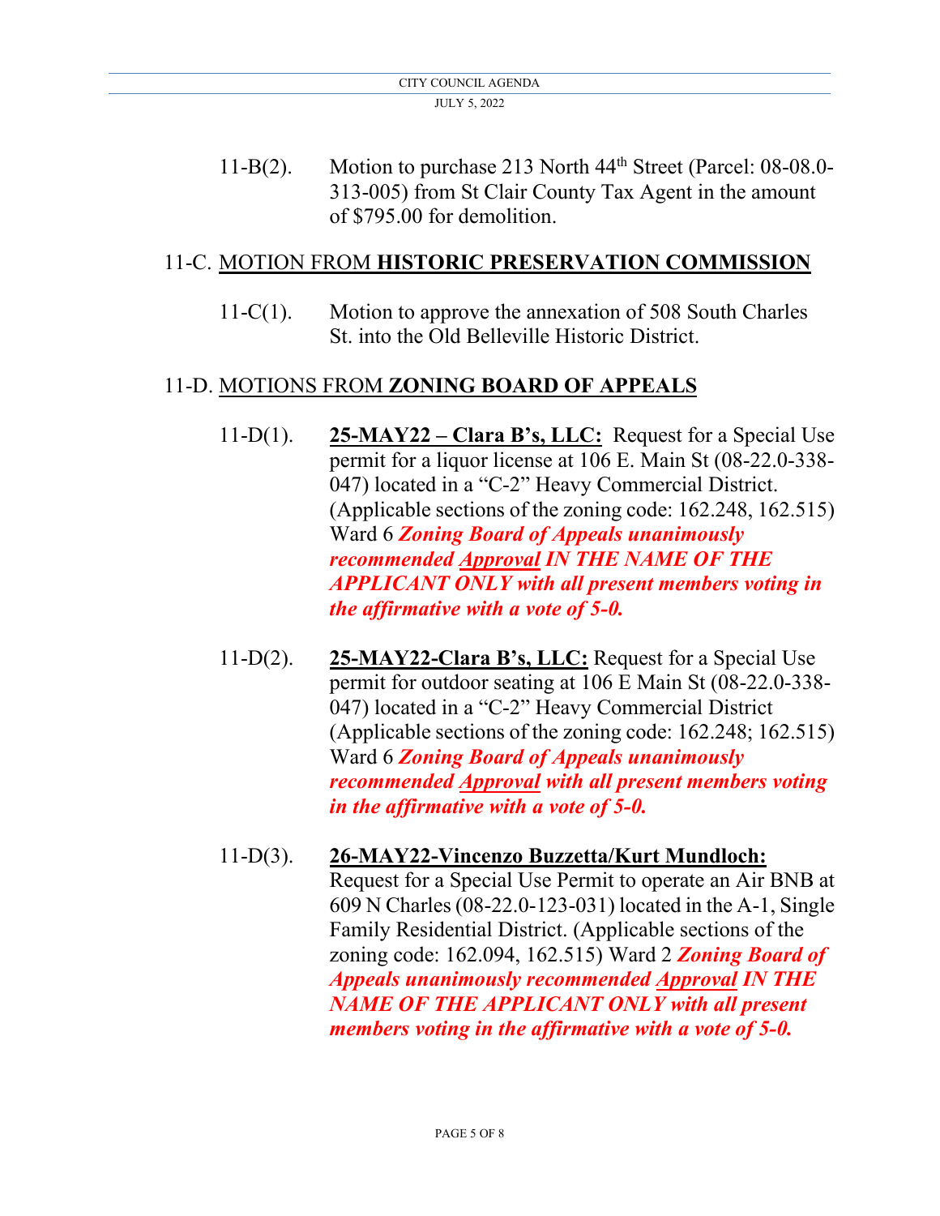11-B(2). Motion to purchase 213 North 44th Street (Parcel: 08-08.0-313-005) from St Clair County Tax Agent in the amount of $795.00 for demolition.

## 11-C. MOTION FROM **HISTORIC PRESERVATION COMMISSION**

11-C(1). Motion to approve the annexation of 508 South Charles St. into the Old Belleville Historic District.

## 11-D. MOTIONS FROM **ZONING BOARD OF APPEALS**

11-D(1). **25-MAY22 – Clara B's, LLC:** Request for a Special Use permit for a liquor license at 106 E. Main St (08-22.0-338-047) located in a "C-2" Heavy Commercial District. (Applicable sections of the zoning code: 162.248, 162.515) Ward 6 ***Zoning Board of Appeals unanimously recommended Approval IN THE NAME OF THE APPLICANT ONLY with all present members voting in the affirmative with a vote of 5-0.***

11-D(2). **25-MAY22-Clara B's, LLC:** Request for a Special Use permit for outdoor seating at 106 E Main St (08-22.0-338-047) located in a "C-2" Heavy Commercial District (Applicable sections of the zoning code: 162.248; 162.515) Ward 6 ***Zoning Board of Appeals unanimously recommended Approval with all present members voting in the affirmative with a vote of 5-0.***

11-D(3). **26-MAY22-Vincenzo Buzzetta/Kurt Mundloch:** Request for a Special Use Permit to operate an Air BNB at 609 N Charles (08-22.0-123-031) located in the A-1, Single Family Residential District. (Applicable sections of the zoning code: 162.094, 162.515) Ward 2 ***Zoning Board of Appeals unanimously recommended Approval IN THE NAME OF THE APPLICANT ONLY with all present members voting in the affirmative with a vote of 5-0.***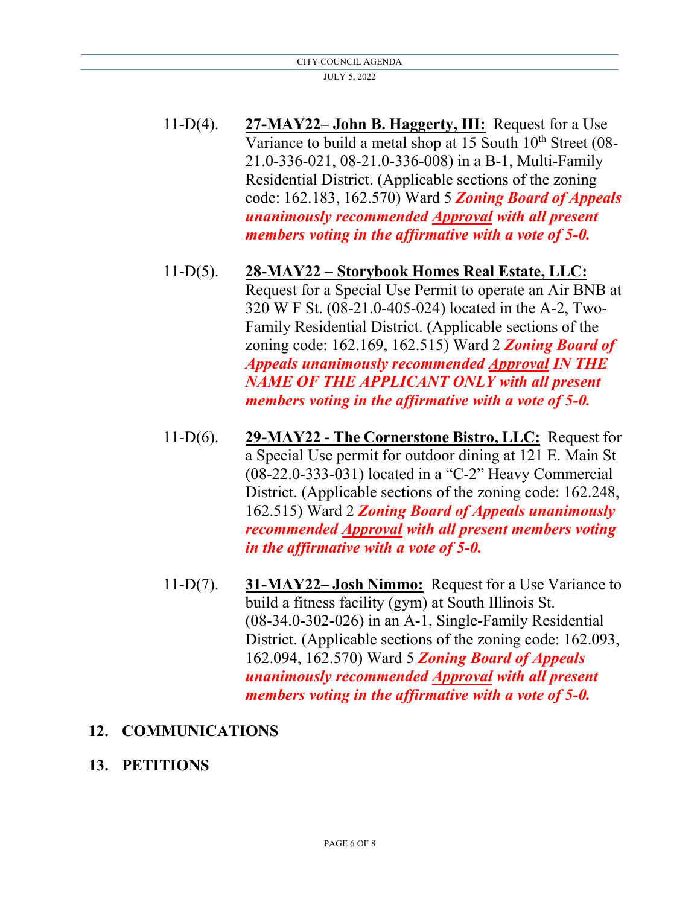11-D(4). **27-MAY22– John B. Haggerty, III:** Request for a Use Variance to build a metal shop at 15 South 10th Street (08-21.0-336-021, 08-21.0-336-008) in a B-1, Multi-Family Residential District. (Applicable sections of the zoning code: 162.183, 162.570) Ward 5 ***Zoning Board of Appeals unanimously recommended Approval with all present members voting in the affirmative with a vote of 5-0.***

11-D(5). **28-MAY22 – Storybook Homes Real Estate, LLC:** Request for a Special Use Permit to operate an Air BNB at 320 W F St. (08-21.0-405-024) located in the A-2, Two-Family Residential District. (Applicable sections of the zoning code: 162.169, 162.515) Ward 2 ***Zoning Board of Appeals unanimously recommended Approval IN THE NAME OF THE APPLICANT ONLY with all present members voting in the affirmative with a vote of 5-0.***

11-D(6). **29-MAY22 - The Cornerstone Bistro, LLC:** Request for a Special Use permit for outdoor dining at 121 E. Main St (08-22.0-333-031) located in a "C-2" Heavy Commercial District. (Applicable sections of the zoning code: 162.248, 162.515) Ward 2 ***Zoning Board of Appeals unanimously recommended Approval with all present members voting in the affirmative with a vote of 5-0.***

11-D(7). **31-MAY22– Josh Nimmo:** Request for a Use Variance to build a fitness facility (gym) at South Illinois St. (08-34.0-302-026) in an A-1, Single-Family Residential District. (Applicable sections of the zoning code: 162.093, 162.094, 162.570) Ward 5 ***Zoning Board of Appeals unanimously recommended Approval with all present members voting in the affirmative with a vote of 5-0.***

## 12. COMMUNICATIONS

## 13. PETITIONS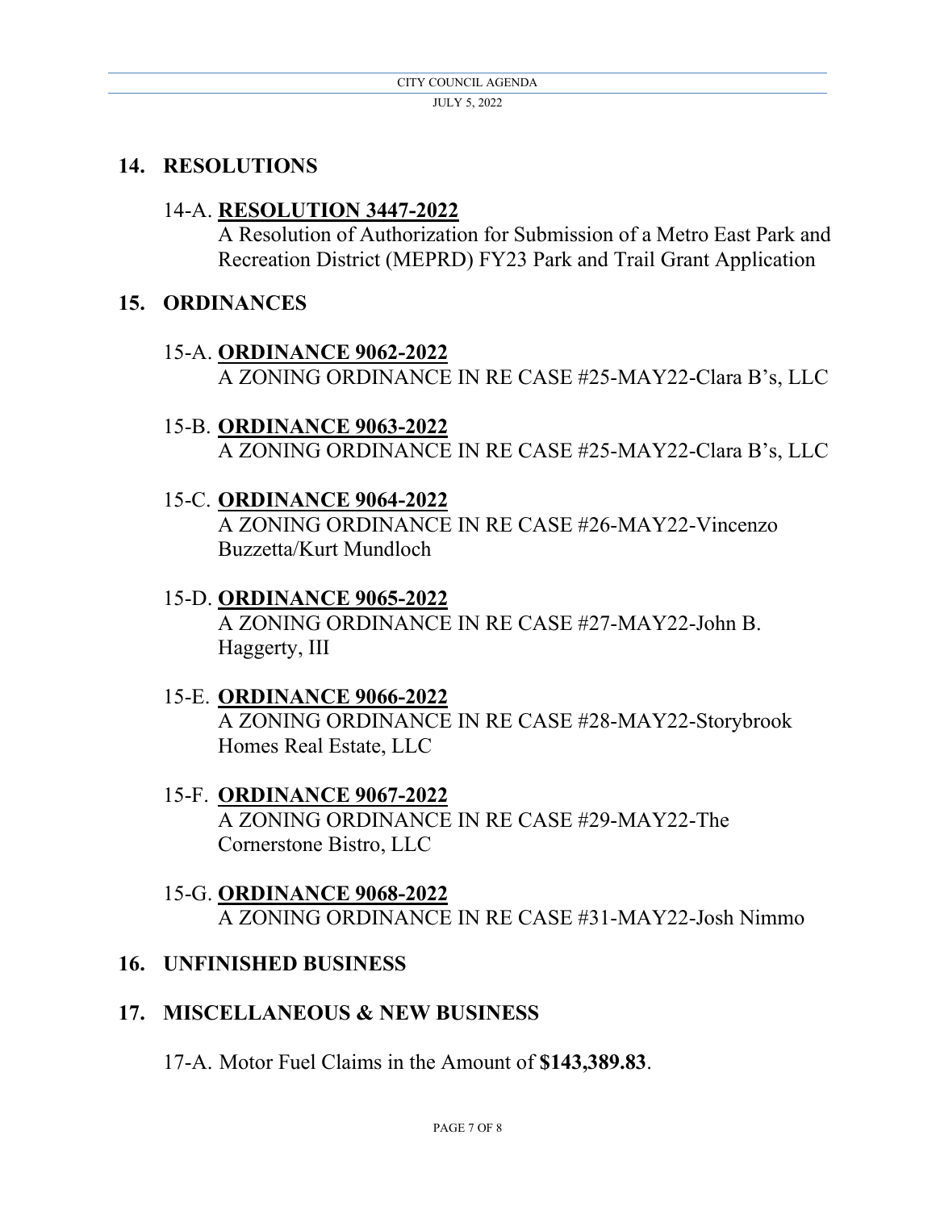## 14. RESOLUTIONS

14-A. **RESOLUTION 3447-2022**
A Resolution of Authorization for Submission of a Metro East Park and Recreation District (MEPRD) FY23 Park and Trail Grant Application

## 15. ORDINANCES

15-A. **ORDINANCE 9062-2022**
A ZONING ORDINANCE IN RE CASE #25-MAY22-Clara B's, LLC

15-B. **ORDINANCE 9063-2022**
A ZONING ORDINANCE IN RE CASE #25-MAY22-Clara B's, LLC

15-C. **ORDINANCE 9064-2022**
A ZONING ORDINANCE IN RE CASE #26-MAY22-Vincenzo Buzzetta/Kurt Mundloch

15-D. **ORDINANCE 9065-2022**
A ZONING ORDINANCE IN RE CASE #27-MAY22-John B. Haggerty, III

15-E. **ORDINANCE 9066-2022**
A ZONING ORDINANCE IN RE CASE #28-MAY22-Storybrook Homes Real Estate, LLC

15-F. **ORDINANCE 9067-2022**
A ZONING ORDINANCE IN RE CASE #29-MAY22-The Cornerstone Bistro, LLC

15-G. **ORDINANCE 9068-2022**
A ZONING ORDINANCE IN RE CASE #31-MAY22-Josh Nimmo

## 16. UNFINISHED BUSINESS

## 17. MISCELLANEOUS & NEW BUSINESS

17-A. Motor Fuel Claims in the Amount of **$143,389.83**.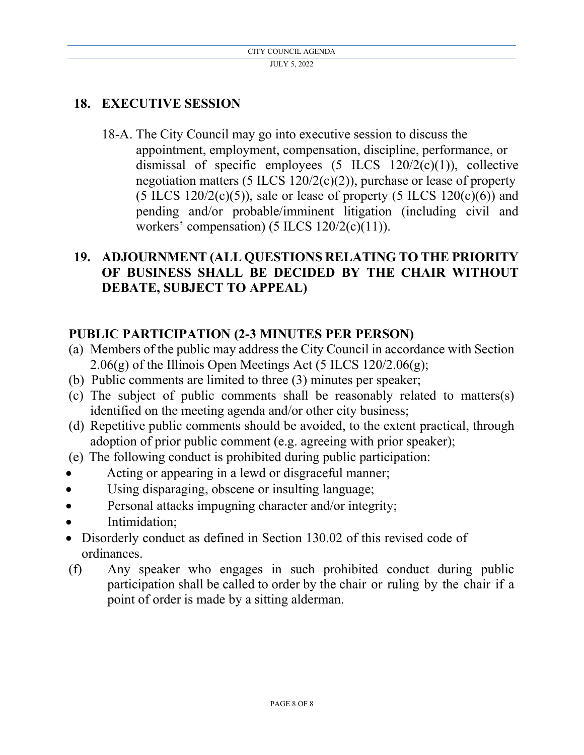## 18. EXECUTIVE SESSION

18-A. The City Council may go into executive session to discuss the appointment, employment, compensation, discipline, performance, or dismissal of specific employees (5 ILCS 120/2(c)(1)), collective negotiation matters (5 ILCS 120/2(c)(2)), purchase or lease of property (5 ILCS 120/2(c)(5)), sale or lease of property (5 ILCS 120(c)(6)) and pending and/or probable/imminent litigation (including civil and workers' compensation) (5 ILCS 120/2(c)(11)).

## 19. ADJOURNMENT (ALL QUESTIONS RELATING TO THE PRIORITY OF BUSINESS SHALL BE DECIDED BY THE CHAIR WITHOUT DEBATE, SUBJECT TO APPEAL)

## PUBLIC PARTICIPATION (2-3 MINUTES PER PERSON)

(a) Members of the public may address the City Council in accordance with Section 2.06(g) of the Illinois Open Meetings Act (5 ILCS 120/2.06(g);

(b) Public comments are limited to three (3) minutes per speaker;

(c) The subject of public comments shall be reasonably related to matters(s) identified on the meeting agenda and/or other city business;

(d) Repetitive public comments should be avoided, to the extent practical, through adoption of prior public comment (e.g. agreeing with prior speaker);

(e) The following conduct is prohibited during public participation:

- Acting or appearing in a lewd or disgraceful manner;
- Using disparaging, obscene or insulting language;
- Personal attacks impugning character and/or integrity;
- Intimidation;
- Disorderly conduct as defined in Section 130.02 of this revised code of ordinances.

(f) Any speaker who engages in such prohibited conduct during public participation shall be called to order by the chair or ruling by the chair if a point of order is made by a sitting alderman.